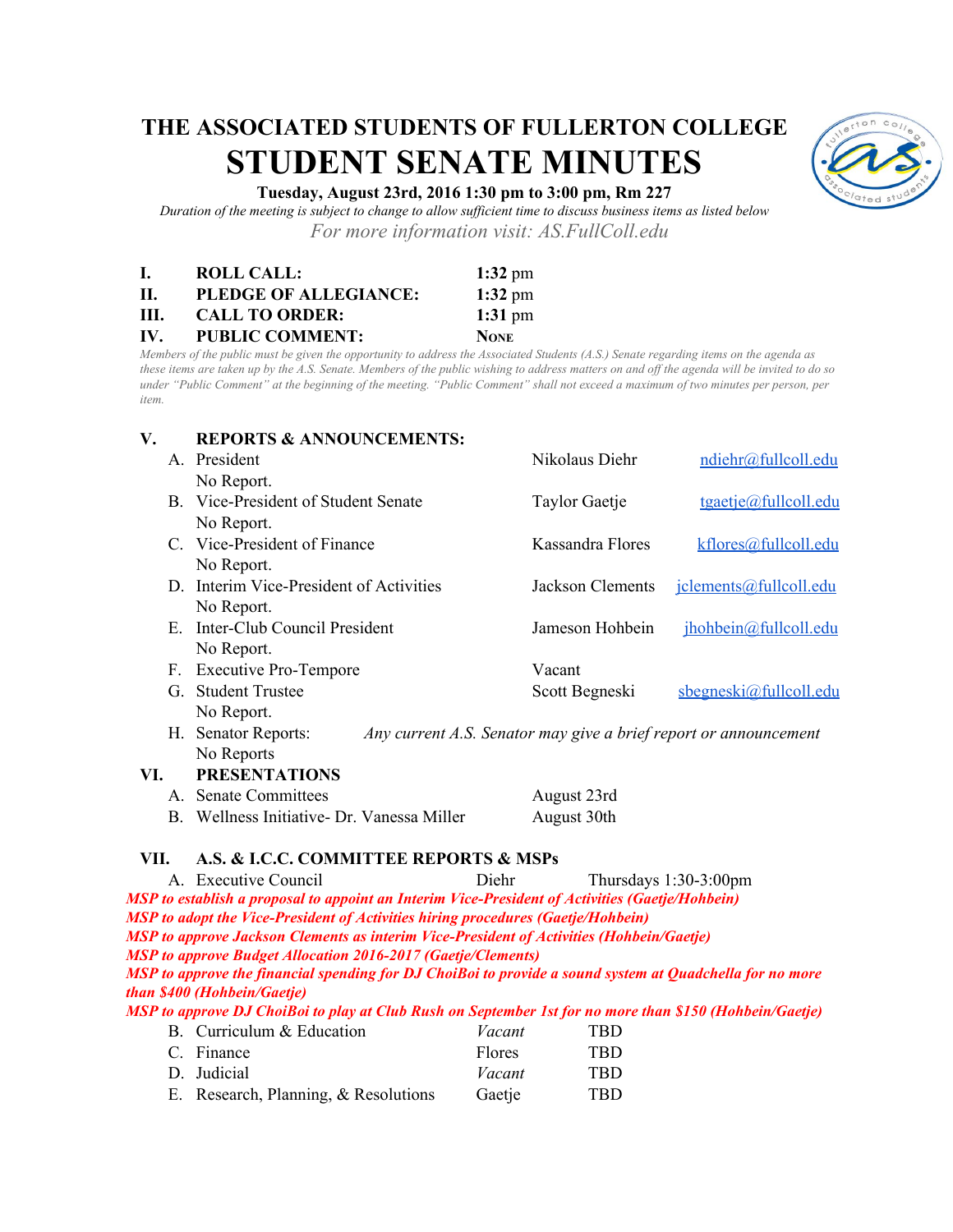# THE ASSOCIATED STUDENTS OF FULLERTON COLLEGE

# STUDENT SENATE MINUTES

**Tuesday, August 23rd, 2016 1:30 pm to 3:00 pm, Rm 227**

*Duration of the meeting is subject to change to allow sufficient time to discuss business items as listed below*

*For more information visit: AS.FullColl.edu*

**I. ROLL CALL:** **1:32** pm

**II. PLEDGE OF ALLEGIANCE:** **1:32** pm

**III. CALL TO ORDER:** **1:31** pm

**IV. PUBLIC COMMENT:** **None**

*Members of the public must be given the opportunity to address the Associated Students (A.S.) Senate regarding items on the agenda as these items are taken up by the A.S. Senate. Members of the public wishing to address matters on and off the agenda will be invited to do so under "Public Comment" at the beginning of the meeting. "Public Comment" shall not exceed a maximum of two minutes per person, per item.*

**V. REPORTS & ANNOUNCEMENTS:**

A. President — Nikolaus Diehr — ndiehr@fullcoll.edu
No Report.

B. Vice-President of Student Senate — Taylor Gaetje — tgaetje@fullcoll.edu
No Report.

C. Vice-President of Finance — Kassandra Flores — kflores@fullcoll.edu
No Report.

D. Interim Vice-President of Activities — Jackson Clements — jclements@fullcoll.edu
No Report.

E. Inter-Club Council President — Jameson Hohbein — jhohbein@fullcoll.edu
No Report.

F. Executive Pro-Tempore — Vacant

G. Student Trustee — Scott Begneski — sbegneski@fullcoll.edu
No Report.

H. Senator Reports: *Any current A.S. Senator may give a brief report or announcement*
No Reports

**VI. PRESENTATIONS**

A. Senate Committees — August 23rd

B. Wellness Initiative- Dr. Vanessa Miller — August 30th

**VII. A.S. & I.C.C. COMMITTEE REPORTS & MSPs**

A. Executive Council — Diehr — Thursdays 1:30-3:00pm

***MSP to establish a proposal to appoint an Interim Vice-President of Activities (Gaetje/Hohbein)***

***MSP to adopt the Vice-President of Activities hiring procedures (Gaetje/Hohbein)***

***MSP to approve Jackson Clements as interim Vice-President of Activities (Hohbein/Gaetje)***

***MSP to approve Budget Allocation 2016-2017 (Gaetje/Clements)***

***MSP to approve the financial spending for DJ ChoiBoi to provide a sound system at Quadchella for no more than $400 (Hohbein/Gaetje)***

***MSP to approve DJ ChoiBoi to play at Club Rush on September 1st for no more than $150 (Hohbein/Gaetje)***

B. Curriculum & Education — *Vacant* — TBD

C. Finance — Flores — TBD

D. Judicial — *Vacant* — TBD

E. Research, Planning, & Resolutions — Gaetje — TBD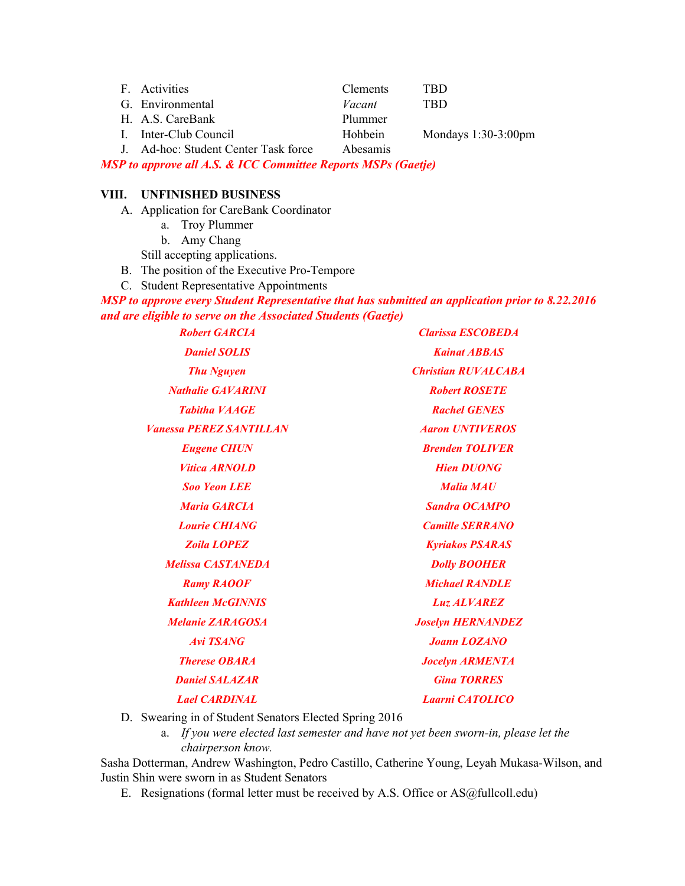F. Activities — Clements — TBD
G. Environmental — *Vacant* — TBD
H. A.S. CareBank — Plummer
I. Inter-Club Council — Hohbein — Mondays 1:30-3:00pm
J. Ad-hoc: Student Center Task force — Abesamis

***MSP to approve all A.S. & ICC Committee Reports MSPs (Gaetje)***

## VIII. UNFINISHED BUSINESS

A. Application for CareBank Coordinator
   a. Troy Plummer
   b. Amy Chang

   Still accepting applications.

B. The position of the Executive Pro-Tempore

C. Student Representative Appointments

***MSP to approve every Student Representative that has submitted an application prior to 8.22.2016 and are eligible to serve on the Associated Students (Gaetje)***

| | |
|---|---|
| ***Robert GARCIA*** | ***Clarissa ESCOBEDA*** |
| ***Daniel SOLIS*** | ***Kainat ABBAS*** |
| ***Thu Nguyen*** | ***Christian RUVALCABA*** |
| ***Nathalie GAVARINI*** | ***Robert ROSETE*** |
| ***Tabitha VAAGE*** | ***Rachel GENES*** |
| ***Vanessa PEREZ SANTILLAN*** | ***Aaron UNTIVEROS*** |
| ***Eugene CHUN*** | ***Brenden TOLIVER*** |
| ***Vitica ARNOLD*** | ***Hien DUONG*** |
| ***Soo Yeon LEE*** | ***Malia MAU*** |
| ***Maria GARCIA*** | ***Sandra OCAMPO*** |
| ***Lourie CHIANG*** | ***Camille SERRANO*** |
| ***Zoila LOPEZ*** | ***Kyriakos PSARAS*** |
| ***Melissa CASTANEDA*** | ***Dolly BOOHER*** |
| ***Ramy RAOOF*** | ***Michael RANDLE*** |
| ***Kathleen McGINNIS*** | ***Luz ALVAREZ*** |
| ***Melanie ZARAGOSA*** | ***Joselyn HERNANDEZ*** |
| ***Avi TSANG*** | ***Joann LOZANO*** |
| ***Therese OBARA*** | ***Jocelyn ARMENTA*** |
| ***Daniel SALAZAR*** | ***Gina TORRES*** |
| ***Lael CARDINAL*** | ***Laarni CATOLICO*** |

D. Swearing in of Student Senators Elected Spring 2016
   a. *If you were elected last semester and have not yet been sworn-in, please let the chairperson know.*

Sasha Dotterman, Andrew Washington, Pedro Castillo, Catherine Young, Leyah Mukasa-Wilson, and Justin Shin were sworn in as Student Senators

E. Resignations (formal letter must be received by A.S. Office or AS@fullcoll.edu)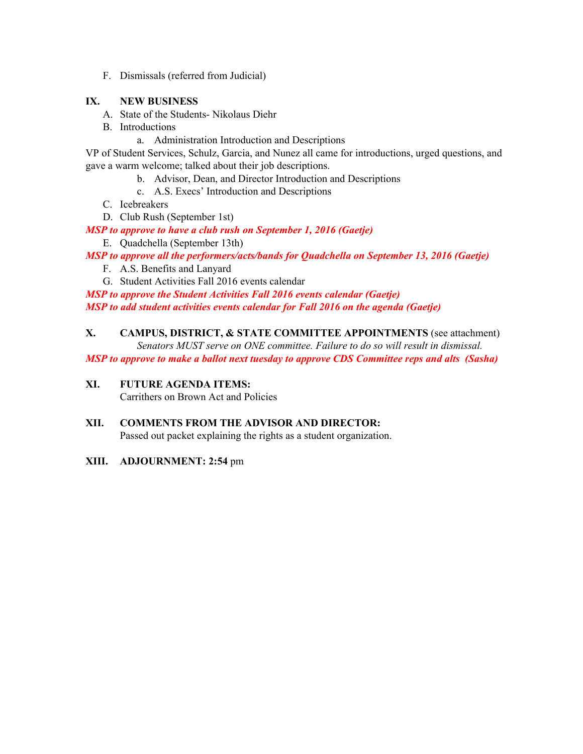F. Dismissals (referred from Judicial)

**IX. NEW BUSINESS**

A. State of the Students- Nikolaus Diehr

B. Introductions

a. Administration Introduction and Descriptions

VP of Student Services, Schulz, Garcia, and Nunez all came for introductions, urged questions, and gave a warm welcome; talked about their job descriptions.

b. Advisor, Dean, and Director Introduction and Descriptions

c. A.S. Execs' Introduction and Descriptions

C. Icebreakers

D. Club Rush (September 1st)

***MSP to approve to have a club rush on September 1, 2016 (Gaetje)***

E. Quadchella (September 13th)

***MSP to approve all the performers/acts/bands for Quadchella on September 13, 2016 (Gaetje)***

F. A.S. Benefits and Lanyard

G. Student Activities Fall 2016 events calendar

***MSP to approve the Student Activities Fall 2016 events calendar (Gaetje)***

***MSP to add student activities events calendar for Fall 2016 on the agenda (Gaetje)***

**X. CAMPUS, DISTRICT, & STATE COMMITTEE APPOINTMENTS** (see attachment)

*Senators MUST serve on ONE committee. Failure to do so will result in dismissal.*

***MSP to approve to make a ballot next tuesday to approve CDS Committee reps and alts (Sasha)***

**XI. FUTURE AGENDA ITEMS:**

Carrithers on Brown Act and Policies

**XII. COMMENTS FROM THE ADVISOR AND DIRECTOR:**

Passed out packet explaining the rights as a student organization.

**XIII. ADJOURNMENT: 2:54** pm